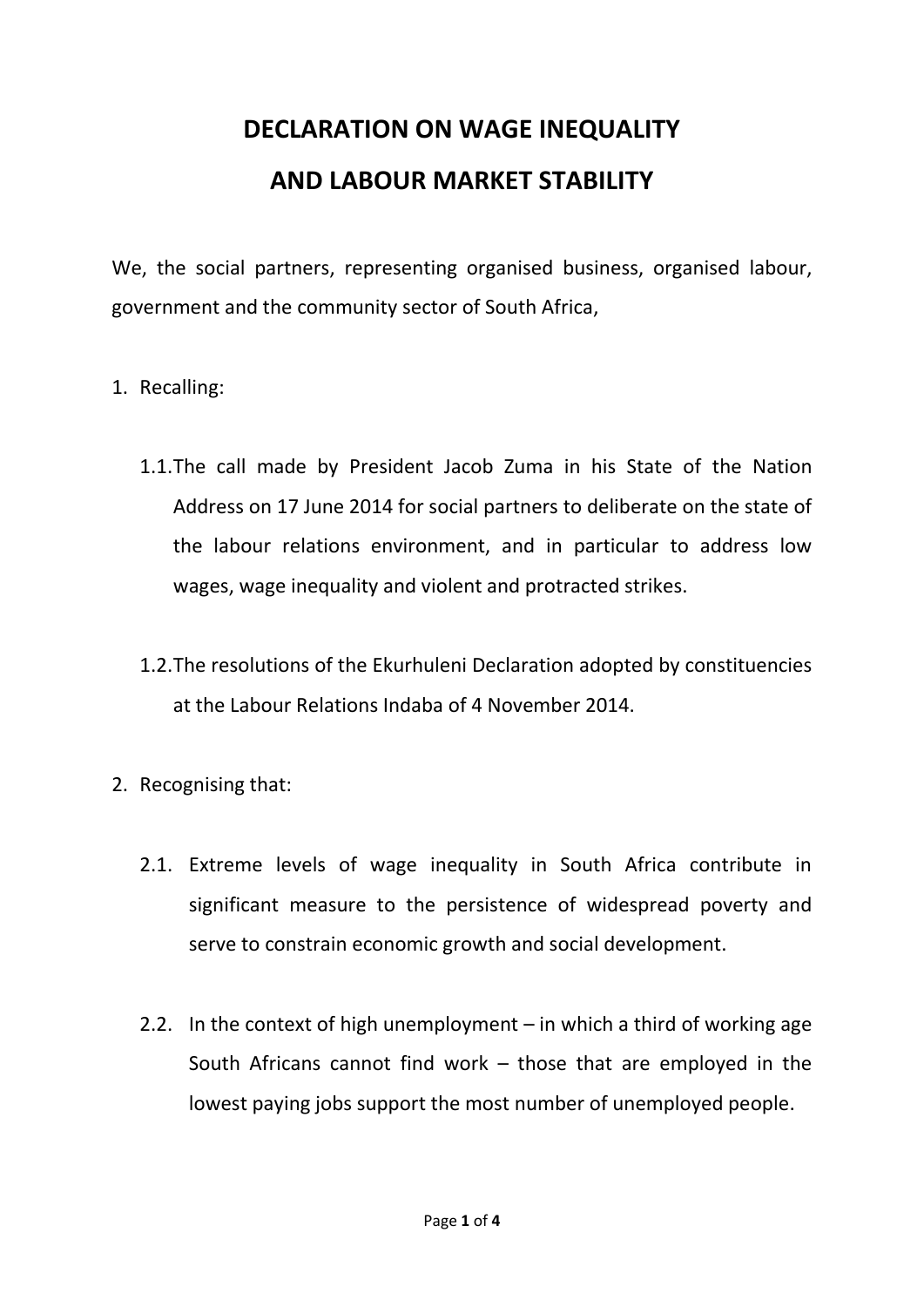# DECLARATION ON WAGE INEQUALITY AND LABOUR MARKET STABILITY

We, the social partners, representing organised business, organised labour, government and the community sector of South Africa,

1. Recalling:

    1.1. The call made by President Jacob Zuma in his State of the Nation Address on 17 June 2014 for social partners to deliberate on the state of the labour relations environment, and in particular to address low wages, wage inequality and violent and protracted strikes.

    1.2. The resolutions of the Ekurhuleni Declaration adopted by constituencies at the Labour Relations Indaba of 4 November 2014.

2. Recognising that:

    2.1. Extreme levels of wage inequality in South Africa contribute in significant measure to the persistence of widespread poverty and serve to constrain economic growth and social development.

    2.2. In the context of high unemployment – in which a third of working age South Africans cannot find work – those that are employed in the lowest paying jobs support the most number of unemployed people.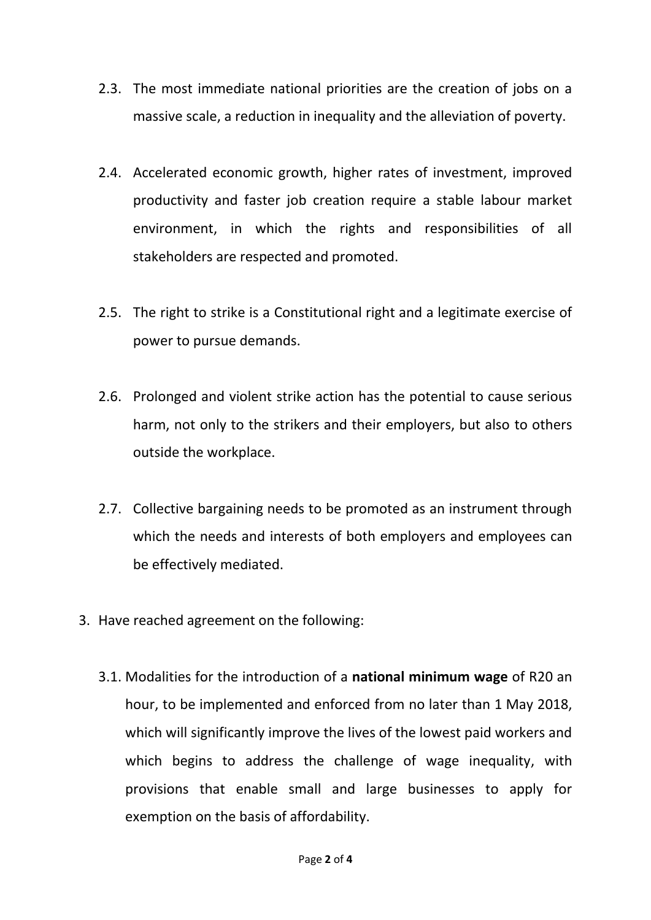2.3. The most immediate national priorities are the creation of jobs on a massive scale, a reduction in inequality and the alleviation of poverty.

2.4. Accelerated economic growth, higher rates of investment, improved productivity and faster job creation require a stable labour market environment, in which the rights and responsibilities of all stakeholders are respected and promoted.

2.5. The right to strike is a Constitutional right and a legitimate exercise of power to pursue demands.

2.6. Prolonged and violent strike action has the potential to cause serious harm, not only to the strikers and their employers, but also to others outside the workplace.

2.7. Collective bargaining needs to be promoted as an instrument through which the needs and interests of both employers and employees can be effectively mediated.

3. Have reached agreement on the following:

   3.1. Modalities for the introduction of a **national minimum wage** of R20 an hour, to be implemented and enforced from no later than 1 May 2018, which will significantly improve the lives of the lowest paid workers and which begins to address the challenge of wage inequality, with provisions that enable small and large businesses to apply for exemption on the basis of affordability.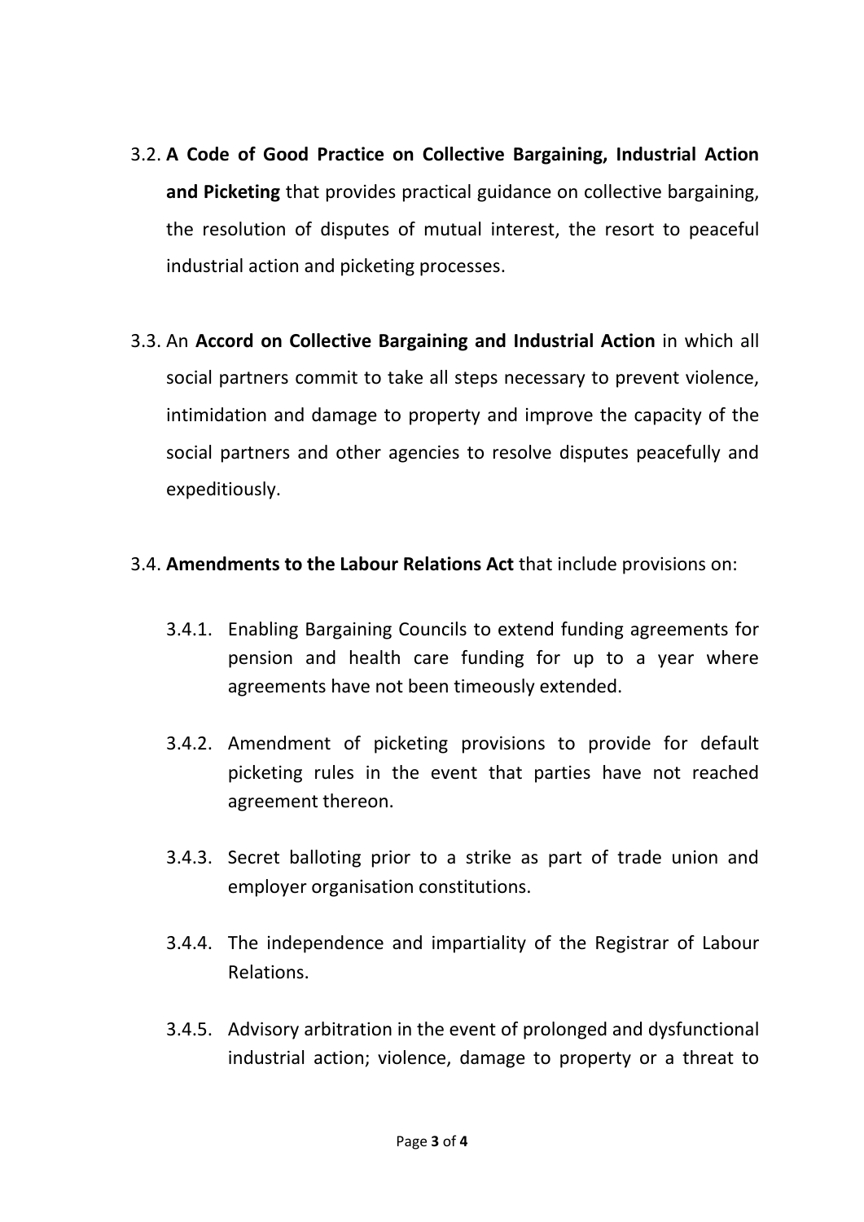3.2. **A Code of Good Practice on Collective Bargaining, Industrial Action and Picketing** that provides practical guidance on collective bargaining, the resolution of disputes of mutual interest, the resort to peaceful industrial action and picketing processes.

3.3. An **Accord on Collective Bargaining and Industrial Action** in which all social partners commit to take all steps necessary to prevent violence, intimidation and damage to property and improve the capacity of the social partners and other agencies to resolve disputes peacefully and expeditiously.

3.4. **Amendments to the Labour Relations Act** that include provisions on:

- 3.4.1. Enabling Bargaining Councils to extend funding agreements for pension and health care funding for up to a year where agreements have not been timeously extended.
- 3.4.2. Amendment of picketing provisions to provide for default picketing rules in the event that parties have not reached agreement thereon.
- 3.4.3. Secret balloting prior to a strike as part of trade union and employer organisation constitutions.
- 3.4.4. The independence and impartiality of the Registrar of Labour Relations.
- 3.4.5. Advisory arbitration in the event of prolonged and dysfunctional industrial action; violence, damage to property or a threat to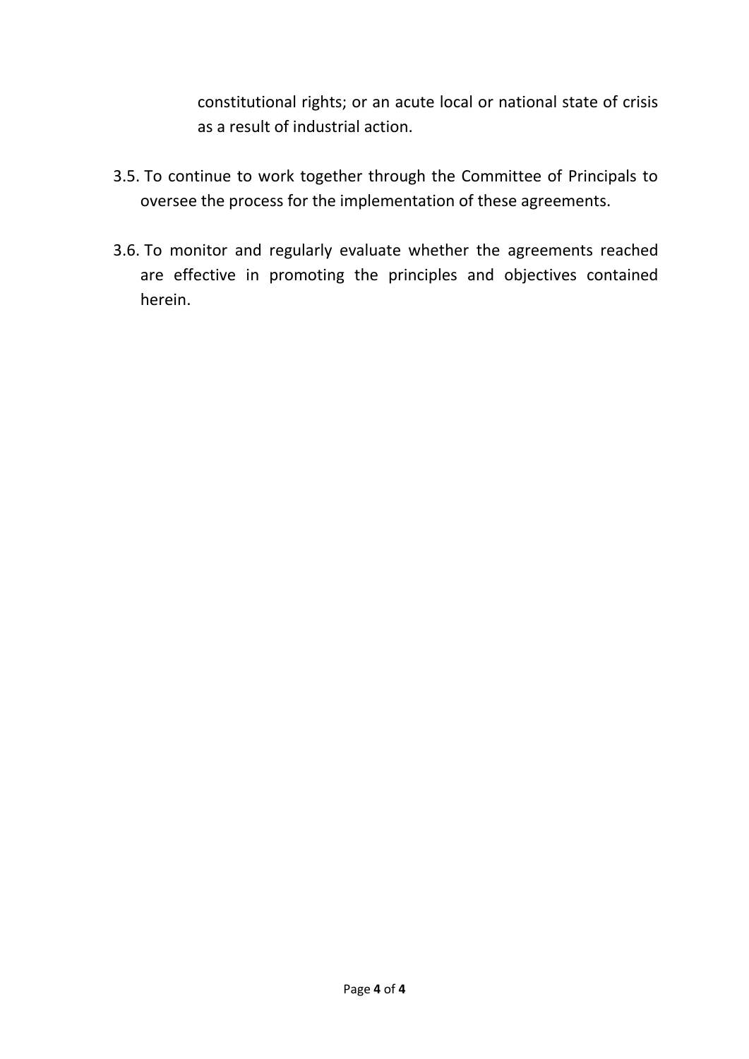constitutional rights; or an acute local or national state of crisis as a result of industrial action.

3.5. To continue to work together through the Committee of Principals to oversee the process for the implementation of these agreements.

3.6. To monitor and regularly evaluate whether the agreements reached are effective in promoting the principles and objectives contained herein.